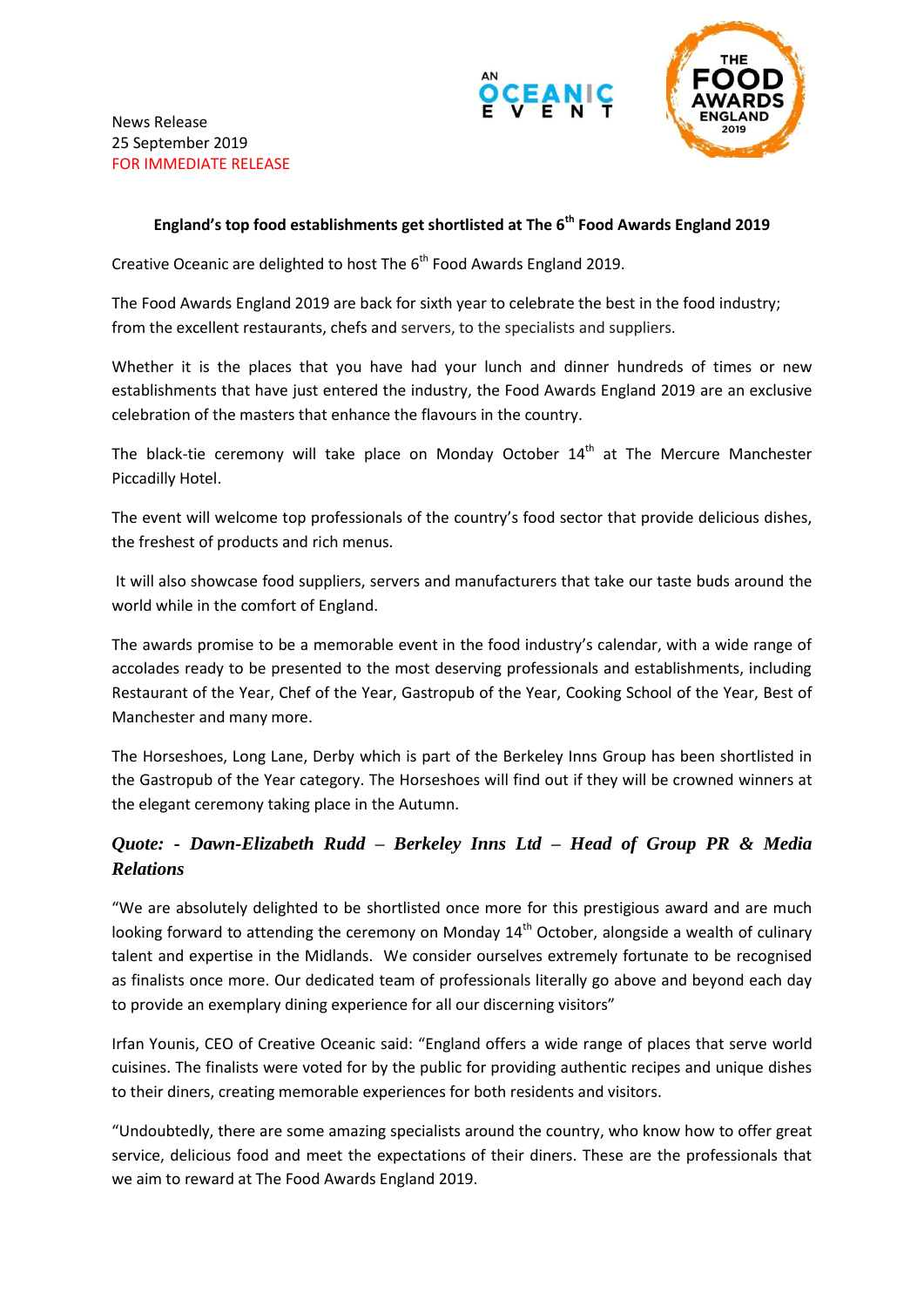News Release
25 September 2019
FOR IMMEDIATE RELEASE

**England's top food establishments get shortlisted at The 6th Food Awards England 2019**

Creative Oceanic are delighted to host The 6th Food Awards England 2019.

The Food Awards England 2019 are back for sixth year to celebrate the best in the food industry; from the excellent restaurants, chefs and servers, to the specialists and suppliers.

Whether it is the places that you have had your lunch and dinner hundreds of times or new establishments that have just entered the industry, the Food Awards England 2019 are an exclusive celebration of the masters that enhance the flavours in the country.

The black-tie ceremony will take place on Monday October 14th at The Mercure Manchester Piccadilly Hotel.

The event will welcome top professionals of the country's food sector that provide delicious dishes, the freshest of products and rich menus.

It will also showcase food suppliers, servers and manufacturers that take our taste buds around the world while in the comfort of England.

The awards promise to be a memorable event in the food industry's calendar, with a wide range of accolades ready to be presented to the most deserving professionals and establishments, including Restaurant of the Year, Chef of the Year, Gastropub of the Year, Cooking School of the Year, Best of Manchester and many more.

The Horseshoes, Long Lane, Derby which is part of the Berkeley Inns Group has been shortlisted in the Gastropub of the Year category. The Horseshoes will find out if they will be crowned winners at the elegant ceremony taking place in the Autumn.

***Quote: - Dawn-Elizabeth Rudd – Berkeley Inns Ltd – Head of Group PR & Media Relations***

"We are absolutely delighted to be shortlisted once more for this prestigious award and are much looking forward to attending the ceremony on Monday 14th October, alongside a wealth of culinary talent and expertise in the Midlands. We consider ourselves extremely fortunate to be recognised as finalists once more. Our dedicated team of professionals literally go above and beyond each day to provide an exemplary dining experience for all our discerning visitors"

Irfan Younis, CEO of Creative Oceanic said: "England offers a wide range of places that serve world cuisines. The finalists were voted for by the public for providing authentic recipes and unique dishes to their diners, creating memorable experiences for both residents and visitors.

"Undoubtedly, there are some amazing specialists around the country, who know how to offer great service, delicious food and meet the expectations of their diners. These are the professionals that we aim to reward at The Food Awards England 2019.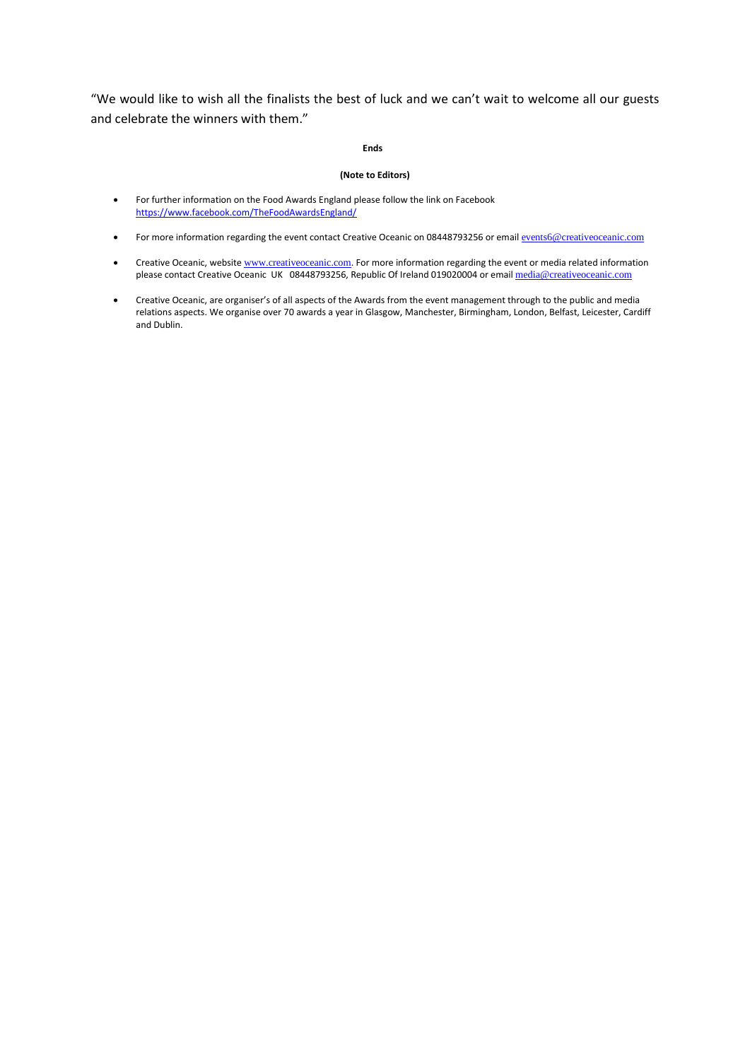"We would like to wish all the finalists the best of luck and we can't wait to welcome all our guests and celebrate the winners with them."

**Ends**

**(Note to Editors)**

- For further information on the Food Awards England please follow the link on Facebook https://www.facebook.com/TheFoodAwardsEngland/
- For more information regarding the event contact Creative Oceanic on 08448793256 or email events6@creativeoceanic.com
- Creative Oceanic, website www.creativeoceanic.com. For more information regarding the event or media related information please contact Creative Oceanic UK 08448793256, Republic Of Ireland 019020004 or email media@creativeoceanic.com
- Creative Oceanic, are organiser's of all aspects of the Awards from the event management through to the public and media relations aspects. We organise over 70 awards a year in Glasgow, Manchester, Birmingham, London, Belfast, Leicester, Cardiff and Dublin.